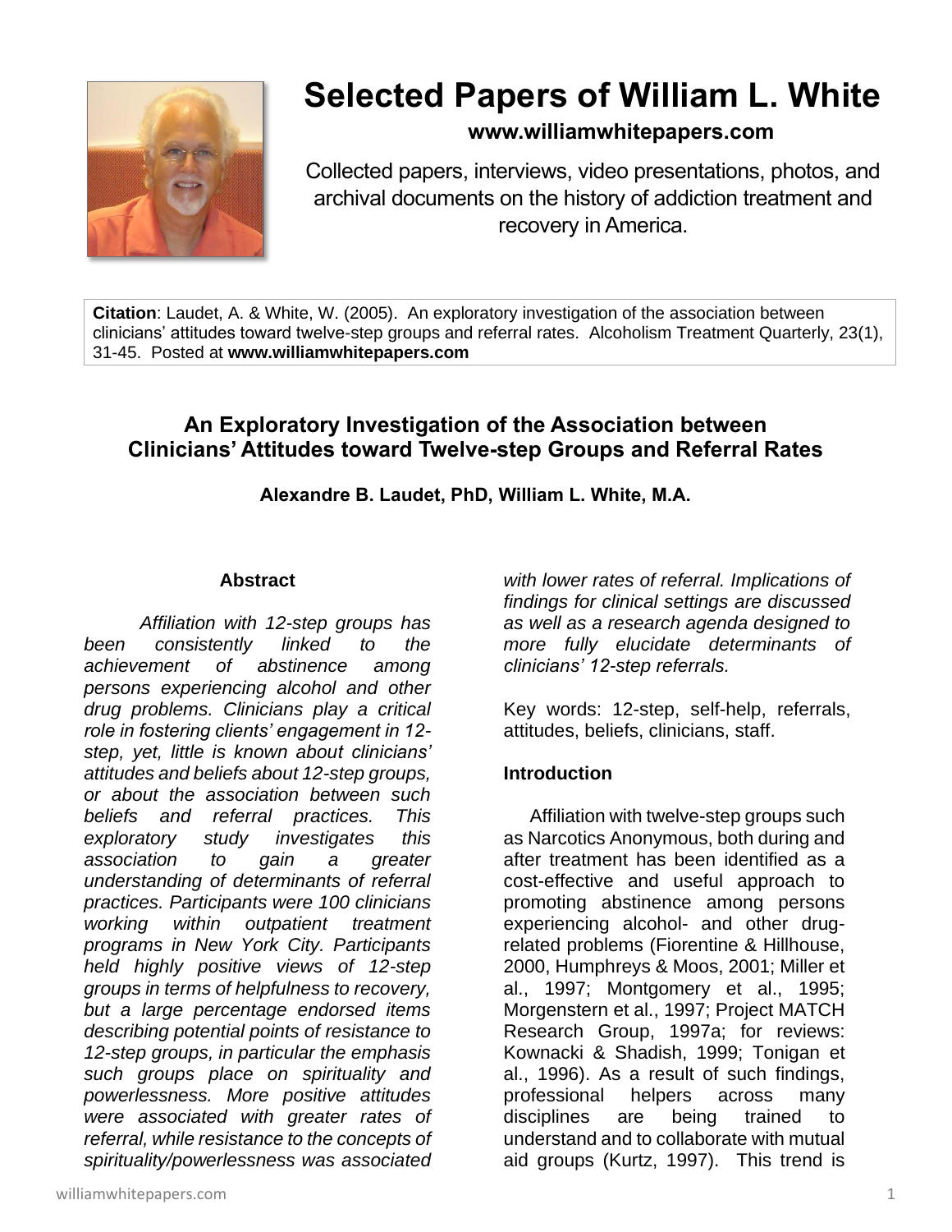# Selected Papers of William L. White

**www.williamwhitepapers.com**

Collected papers, interviews, video presentations, photos, and archival documents on the history of addiction treatment and recovery in America.

**Citation**: Laudet, A. & White, W. (2005). An exploratory investigation of the association between clinicians' attitudes toward twelve-step groups and referral rates. Alcoholism Treatment Quarterly, 23(1), 31-45. Posted at **www.williamwhitepapers.com**

## An Exploratory Investigation of the Association between Clinicians' Attitudes toward Twelve-step Groups and Referral Rates

**Alexandre B. Laudet, PhD, William L. White, M.A.**

### Abstract

*Affiliation with 12-step groups has been consistently linked to the achievement of abstinence among persons experiencing alcohol and other drug problems. Clinicians play a critical role in fostering clients' engagement in 12-step, yet, little is known about clinicians' attitudes and beliefs about 12-step groups, or about the association between such beliefs and referral practices. This exploratory study investigates this association to gain a greater understanding of determinants of referral practices. Participants were 100 clinicians working within outpatient treatment programs in New York City. Participants held highly positive views of 12-step groups in terms of helpfulness to recovery, but a large percentage endorsed items describing potential points of resistance to 12-step groups, in particular the emphasis such groups place on spirituality and powerlessness. More positive attitudes were associated with greater rates of referral, while resistance to the concepts of spirituality/powerlessness was associated with lower rates of referral. Implications of findings for clinical settings are discussed as well as a research agenda designed to more fully elucidate determinants of clinicians' 12-step referrals.*

Key words: 12-step, self-help, referrals, attitudes, beliefs, clinicians, staff.

### Introduction

Affiliation with twelve-step groups such as Narcotics Anonymous, both during and after treatment has been identified as a cost-effective and useful approach to promoting abstinence among persons experiencing alcohol- and other drug-related problems (Fiorentine & Hillhouse, 2000, Humphreys & Moos, 2001; Miller et al., 1997; Montgomery et al., 1995; Morgenstern et al., 1997; Project MATCH Research Group, 1997a; for reviews: Kownacki & Shadish, 1999; Tonigan et al., 1996). As a result of such findings, professional helpers across many disciplines are being trained to understand and to collaborate with mutual aid groups (Kurtz, 1997). This trend is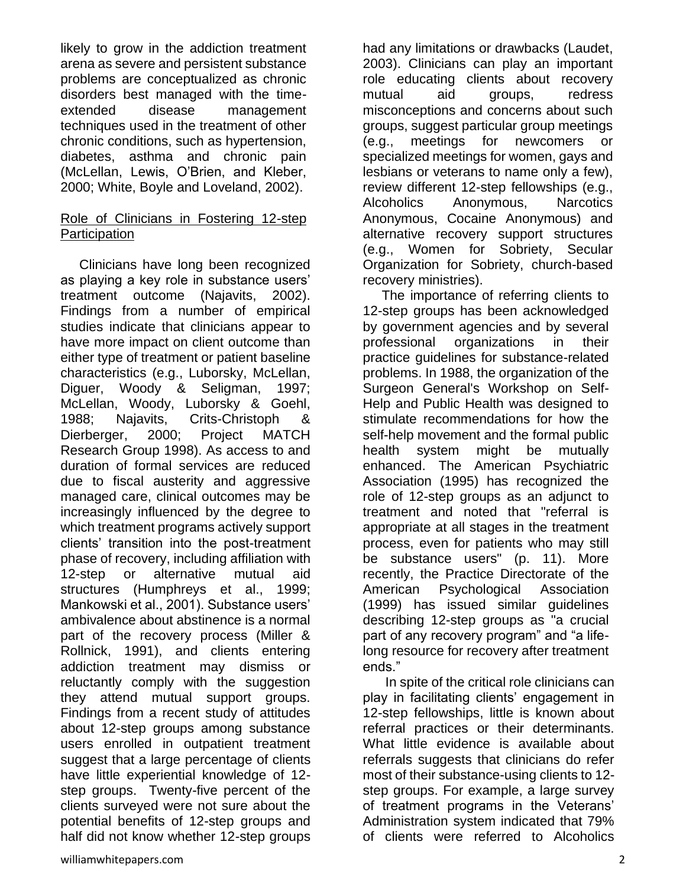likely to grow in the addiction treatment arena as severe and persistent substance problems are conceptualized as chronic disorders best managed with the time-extended disease management techniques used in the treatment of other chronic conditions, such as hypertension, diabetes, asthma and chronic pain (McLellan, Lewis, O'Brien, and Kleber, 2000; White, Boyle and Loveland, 2002).

## Role of Clinicians in Fostering 12-step Participation

Clinicians have long been recognized as playing a key role in substance users' treatment outcome (Najavits, 2002). Findings from a number of empirical studies indicate that clinicians appear to have more impact on client outcome than either type of treatment or patient baseline characteristics (e.g., Luborsky, McLellan, Diguer, Woody & Seligman, 1997; McLellan, Woody, Luborsky & Goehl, 1988; Najavits, Crits-Christoph & Dierberger, 2000; Project MATCH Research Group 1998). As access to and duration of formal services are reduced due to fiscal austerity and aggressive managed care, clinical outcomes may be increasingly influenced by the degree to which treatment programs actively support clients' transition into the post-treatment phase of recovery, including affiliation with 12-step or alternative mutual aid structures (Humphreys et al., 1999; Mankowski et al., 2001). Substance users' ambivalence about abstinence is a normal part of the recovery process (Miller & Rollnick, 1991), and clients entering addiction treatment may dismiss or reluctantly comply with the suggestion they attend mutual support groups. Findings from a recent study of attitudes about 12-step groups among substance users enrolled in outpatient treatment suggest that a large percentage of clients have little experiential knowledge of 12-step groups. Twenty-five percent of the clients surveyed were not sure about the potential benefits of 12-step groups and half did not know whether 12-step groups had any limitations or drawbacks (Laudet, 2003). Clinicians can play an important role educating clients about recovery mutual aid groups, redress misconceptions and concerns about such groups, suggest particular group meetings (e.g., meetings for newcomers or specialized meetings for women, gays and lesbians or veterans to name only a few), review different 12-step fellowships (e.g., Alcoholics Anonymous, Narcotics Anonymous, Cocaine Anonymous) and alternative recovery support structures (e.g., Women for Sobriety, Secular Organization for Sobriety, church-based recovery ministries).

The importance of referring clients to 12-step groups has been acknowledged by government agencies and by several professional organizations in their practice guidelines for substance-related problems. In 1988, the organization of the Surgeon General's Workshop on Self-Help and Public Health was designed to stimulate recommendations for how the self-help movement and the formal public health system might be mutually enhanced. The American Psychiatric Association (1995) has recognized the role of 12-step groups as an adjunct to treatment and noted that "referral is appropriate at all stages in the treatment process, even for patients who may still be substance users" (p. 11). More recently, the Practice Directorate of the American Psychological Association (1999) has issued similar guidelines describing 12-step groups as "a crucial part of any recovery program" and "a life-long resource for recovery after treatment ends."

In spite of the critical role clinicians can play in facilitating clients' engagement in 12-step fellowships, little is known about referral practices or their determinants. What little evidence is available about referrals suggests that clinicians do refer most of their substance-using clients to 12-step groups. For example, a large survey of treatment programs in the Veterans' Administration system indicated that 79% of clients were referred to Alcoholics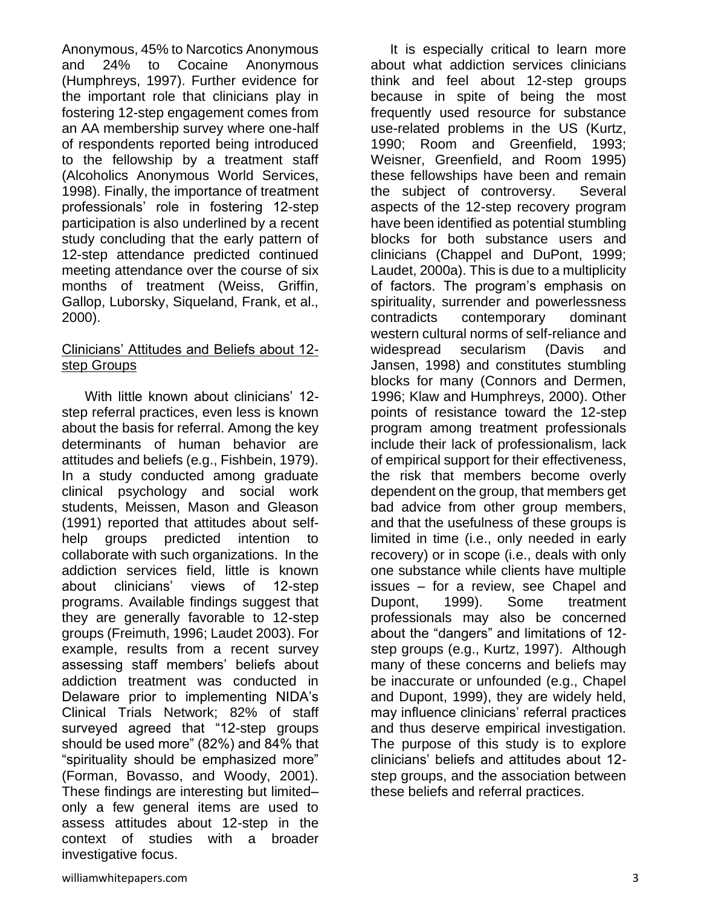Anonymous, 45% to Narcotics Anonymous and 24% to Cocaine Anonymous (Humphreys, 1997). Further evidence for the important role that clinicians play in fostering 12-step engagement comes from an AA membership survey where one-half of respondents reported being introduced to the fellowship by a treatment staff (Alcoholics Anonymous World Services, 1998). Finally, the importance of treatment professionals' role in fostering 12-step participation is also underlined by a recent study concluding that the early pattern of 12-step attendance predicted continued meeting attendance over the course of six months of treatment (Weiss, Griffin, Gallop, Luborsky, Siqueland, Frank, et al., 2000).

## Clinicians' Attitudes and Beliefs about 12-step Groups

With little known about clinicians' 12-step referral practices, even less is known about the basis for referral. Among the key determinants of human behavior are attitudes and beliefs (e.g., Fishbein, 1979). In a study conducted among graduate clinical psychology and social work students, Meissen, Mason and Gleason (1991) reported that attitudes about self-help groups predicted intention to collaborate with such organizations. In the addiction services field, little is known about clinicians' views of 12-step programs. Available findings suggest that they are generally favorable to 12-step groups (Freimuth, 1996; Laudet 2003). For example, results from a recent survey assessing staff members' beliefs about addiction treatment was conducted in Delaware prior to implementing NIDA's Clinical Trials Network; 82% of staff surveyed agreed that "12-step groups should be used more" (82%) and 84% that "spirituality should be emphasized more" (Forman, Bovasso, and Woody, 2001). These findings are interesting but limited– only a few general items are used to assess attitudes about 12-step in the context of studies with a broader investigative focus.

It is especially critical to learn more about what addiction services clinicians think and feel about 12-step groups because in spite of being the most frequently used resource for substance use-related problems in the US (Kurtz, 1990; Room and Greenfield, 1993; Weisner, Greenfield, and Room 1995) these fellowships have been and remain the subject of controversy. Several aspects of the 12-step recovery program have been identified as potential stumbling blocks for both substance users and clinicians (Chappel and DuPont, 1999; Laudet, 2000a). This is due to a multiplicity of factors. The program's emphasis on spirituality, surrender and powerlessness contradicts contemporary dominant western cultural norms of self-reliance and widespread secularism (Davis and Jansen, 1998) and constitutes stumbling blocks for many (Connors and Dermen, 1996; Klaw and Humphreys, 2000). Other points of resistance toward the 12-step program among treatment professionals include their lack of professionalism, lack of empirical support for their effectiveness, the risk that members become overly dependent on the group, that members get bad advice from other group members, and that the usefulness of these groups is limited in time (i.e., only needed in early recovery) or in scope (i.e., deals with only one substance while clients have multiple issues – for a review, see Chapel and Dupont, 1999). Some treatment professionals may also be concerned about the "dangers" and limitations of 12-step groups (e.g., Kurtz, 1997). Although many of these concerns and beliefs may be inaccurate or unfounded (e.g., Chapel and Dupont, 1999), they are widely held, may influence clinicians' referral practices and thus deserve empirical investigation. The purpose of this study is to explore clinicians' beliefs and attitudes about 12-step groups, and the association between these beliefs and referral practices.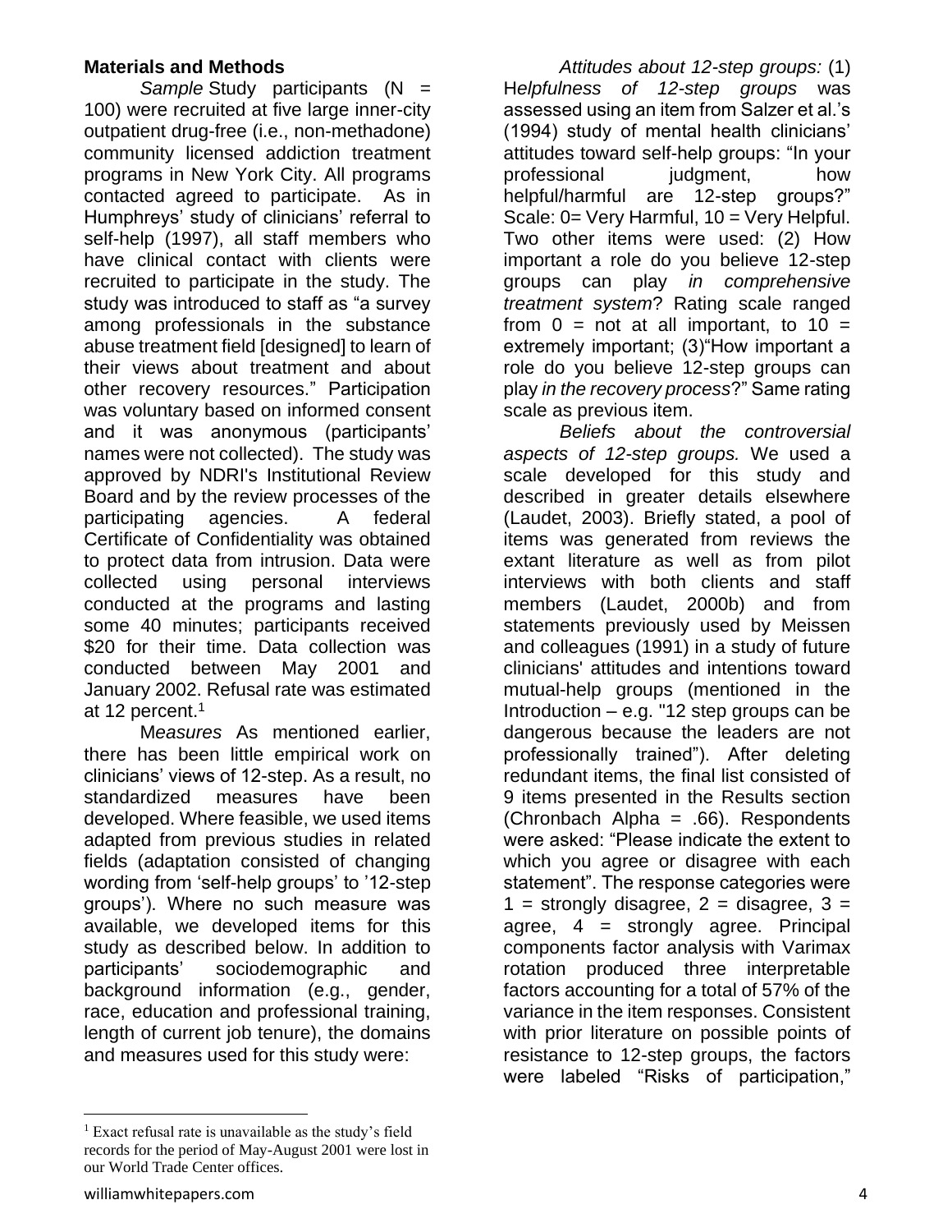**Materials and Methods**

*Sample* Study participants (N = 100) were recruited at five large inner-city outpatient drug-free (i.e., non-methadone) community licensed addiction treatment programs in New York City. All programs contacted agreed to participate. As in Humphreys' study of clinicians' referral to self-help (1997), all staff members who have clinical contact with clients were recruited to participate in the study. The study was introduced to staff as "a survey among professionals in the substance abuse treatment field [designed] to learn of their views about treatment and about other recovery resources." Participation was voluntary based on informed consent and it was anonymous (participants' names were not collected). The study was approved by NDRI's Institutional Review Board and by the review processes of the participating agencies. A federal Certificate of Confidentiality was obtained to protect data from intrusion. Data were collected using personal interviews conducted at the programs and lasting some 40 minutes; participants received $20 for their time. Data collection was conducted between May 2001 and January 2002. Refusal rate was estimated at 12 percent.[1]

M*easures* As mentioned earlier, there has been little empirical work on clinicians' views of 12-step. As a result, no standardized measures have been developed. Where feasible, we used items adapted from previous studies in related fields (adaptation consisted of changing wording from 'self-help groups' to '12-step groups'). Where no such measure was available, we developed items for this study as described below. In addition to participants' sociodemographic and background information (e.g., gender, race, education and professional training, length of current job tenure), the domains and measures used for this study were:

*Attitudes about 12-step groups:* (1) H*elpfulness of 12-step groups* was assessed using an item from Salzer et al.'s (1994) study of mental health clinicians' attitudes toward self-help groups: "In your professional judgment, how helpful/harmful are 12-step groups?" Scale: 0= Very Harmful, 10 = Very Helpful. Two other items were used: (2) How important a role do you believe 12-step groups can play *in comprehensive treatment system*? Rating scale ranged from 0 = not at all important, to 10 = extremely important; (3)"How important a role do you believe 12-step groups can play *in the recovery process*?" Same rating scale as previous item.

*Beliefs about the controversial aspects of 12-step groups.* We used a scale developed for this study and described in greater details elsewhere (Laudet, 2003). Briefly stated, a pool of items was generated from reviews the extant literature as well as from pilot interviews with both clients and staff members (Laudet, 2000b) and from statements previously used by Meissen and colleagues (1991) in a study of future clinicians' attitudes and intentions toward mutual-help groups (mentioned in the Introduction – e.g. "12 step groups can be dangerous because the leaders are not professionally trained"). After deleting redundant items, the final list consisted of 9 items presented in the Results section (Chronbach Alpha = .66). Respondents were asked: "Please indicate the extent to which you agree or disagree with each statement". The response categories were 1 = strongly disagree, 2 = disagree, 3 = agree, 4 = strongly agree. Principal components factor analysis with Varimax rotation produced three interpretable factors accounting for a total of 57% of the variance in the item responses. Consistent with prior literature on possible points of resistance to 12-step groups, the factors were labeled "Risks of participation,"

[1] Exact refusal rate is unavailable as the study's field records for the period of May-August 2001 were lost in our World Trade Center offices.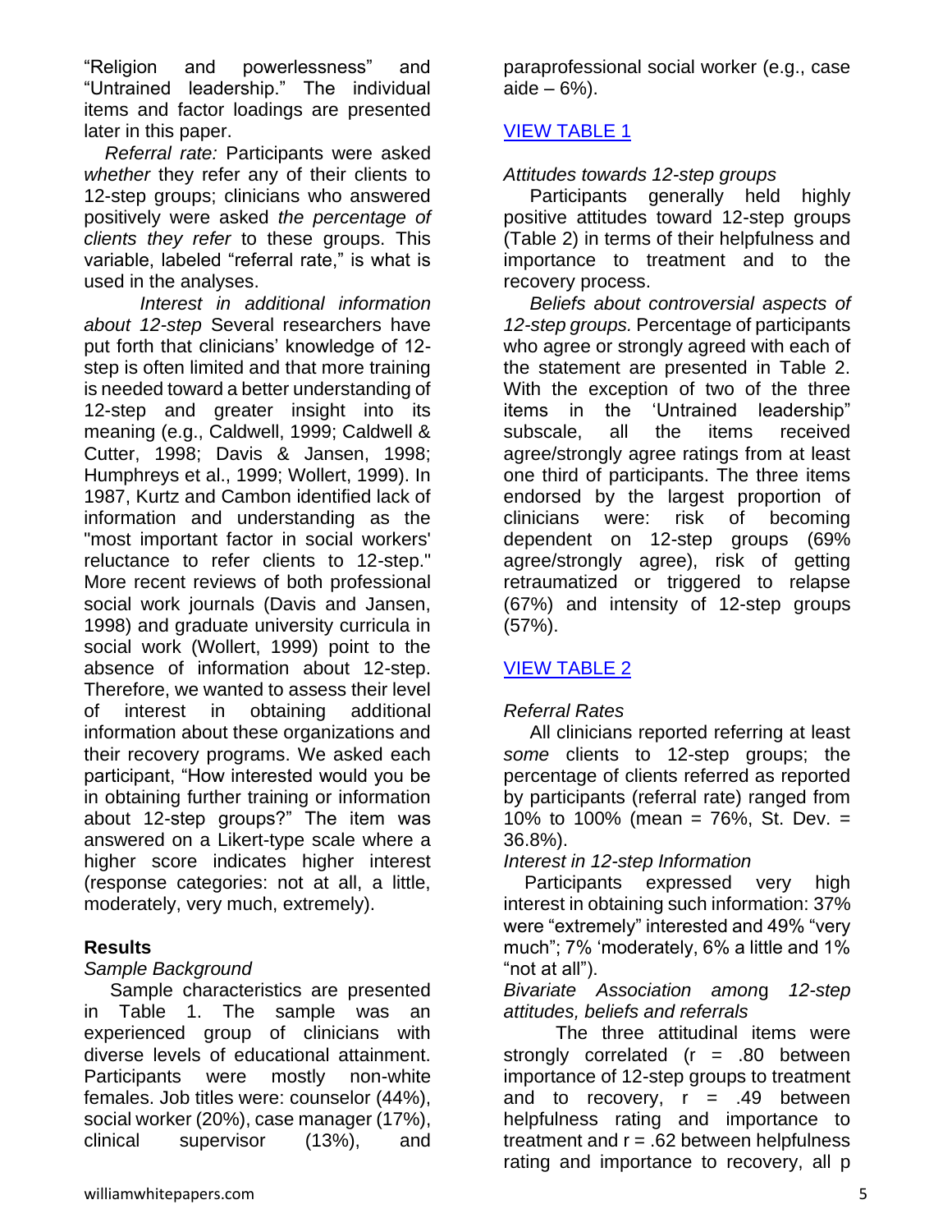"Religion and powerlessness" and "Untrained leadership." The individual items and factor loadings are presented later in this paper.

*Referral rate:* Participants were asked *whether* they refer any of their clients to 12-step groups; clinicians who answered positively were asked *the percentage of clients they refer* to these groups. This variable, labeled "referral rate," is what is used in the analyses.

*Interest in additional information about 12-step* Several researchers have put forth that clinicians' knowledge of 12-step is often limited and that more training is needed toward a better understanding of 12-step and greater insight into its meaning (e.g., Caldwell, 1999; Caldwell & Cutter, 1998; Davis & Jansen, 1998; Humphreys et al., 1999; Wollert, 1999). In 1987, Kurtz and Cambon identified lack of information and understanding as the "most important factor in social workers' reluctance to refer clients to 12-step." More recent reviews of both professional social work journals (Davis and Jansen, 1998) and graduate university curricula in social work (Wollert, 1999) point to the absence of information about 12-step. Therefore, we wanted to assess their level of interest in obtaining additional information about these organizations and their recovery programs. We asked each participant, "How interested would you be in obtaining further training or information about 12-step groups?" The item was answered on a Likert-type scale where a higher score indicates higher interest (response categories: not at all, a little, moderately, very much, extremely).

## Results

*Sample Background*

Sample characteristics are presented in Table 1. The sample was an experienced group of clinicians with diverse levels of educational attainment. Participants were mostly non-white females. Job titles were: counselor (44%), social worker (20%), case manager (17%), clinical supervisor (13%), and paraprofessional social worker (e.g., case aide – 6%).

[VIEW TABLE 1]

*Attitudes towards 12-step groups*

Participants generally held highly positive attitudes toward 12-step groups (Table 2) in terms of their helpfulness and importance to treatment and to the recovery process.

*Beliefs about controversial aspects of 12-step groups.* Percentage of participants who agree or strongly agreed with each of the statement are presented in Table 2. With the exception of two of the three items in the 'Untrained leadership" subscale, all the items received agree/strongly agree ratings from at least one third of participants. The three items endorsed by the largest proportion of clinicians were: risk of becoming dependent on 12-step groups (69% agree/strongly agree), risk of getting retraumatized or triggered to relapse (67%) and intensity of 12-step groups (57%).

[VIEW TABLE 2]

*Referral Rates*

All clinicians reported referring at least *some* clients to 12-step groups; the percentage of clients referred as reported by participants (referral rate) ranged from 10% to 100% (mean = 76%, St. Dev. = 36.8%).

*Interest in 12-step Information*

Participants expressed very high interest in obtaining such information: 37% were "extremely" interested and 49% "very much"; 7% 'moderately, 6% a little and 1% "not at all").

*Bivariate Association among 12-step attitudes, beliefs and referrals*

The three attitudinal items were strongly correlated ($r = .80$ between importance of 12-step groups to treatment and to recovery, $r = .49$ between helpfulness rating and importance to treatment and $r = .62$ between helpfulness rating and importance to recovery, all p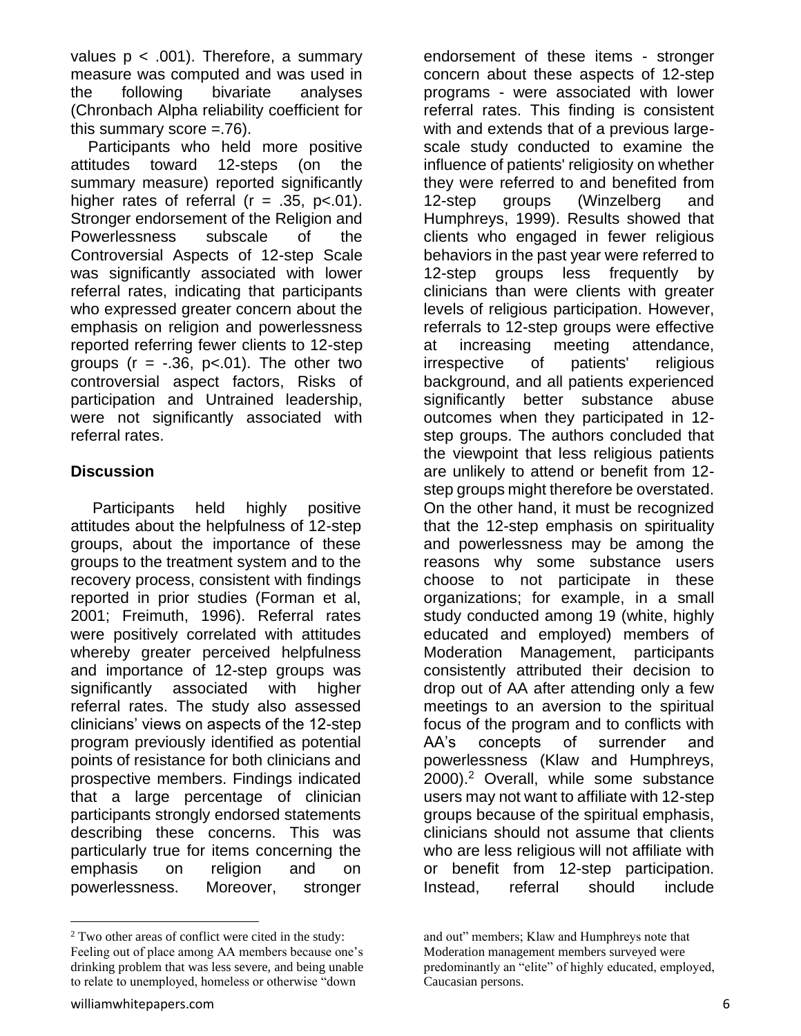values $p < .001$). Therefore, a summary measure was computed and was used in the following bivariate analyses (Chronbach Alpha reliability coefficient for this summary score =.76).

Participants who held more positive attitudes toward 12-steps (on the summary measure) reported significantly higher rates of referral ($r = .35$, $p<.01$). Stronger endorsement of the Religion and Powerlessness subscale of the Controversial Aspects of 12-step Scale was significantly associated with lower referral rates, indicating that participants who expressed greater concern about the emphasis on religion and powerlessness reported referring fewer clients to 12-step groups ($r = -.36$, $p<.01$). The other two controversial aspect factors, Risks of participation and Untrained leadership, were not significantly associated with referral rates.

**Discussion**

Participants held highly positive attitudes about the helpfulness of 12-step groups, about the importance of these groups to the treatment system and to the recovery process, consistent with findings reported in prior studies (Forman et al, 2001; Freimuth, 1996). Referral rates were positively correlated with attitudes whereby greater perceived helpfulness and importance of 12-step groups was significantly associated with higher referral rates. The study also assessed clinicians' views on aspects of the 12-step program previously identified as potential points of resistance for both clinicians and prospective members. Findings indicated that a large percentage of clinician participants strongly endorsed statements describing these concerns. This was particularly true for items concerning the emphasis on religion and on powerlessness. Moreover, stronger endorsement of these items - stronger concern about these aspects of 12-step programs - were associated with lower referral rates. This finding is consistent with and extends that of a previous large-scale study conducted to examine the influence of patients' religiosity on whether they were referred to and benefited from 12-step groups (Winzelberg and Humphreys, 1999). Results showed that clients who engaged in fewer religious behaviors in the past year were referred to 12-step groups less frequently by clinicians than were clients with greater levels of religious participation. However, referrals to 12-step groups were effective at increasing meeting attendance, irrespective of patients' religious background, and all patients experienced significantly better substance abuse outcomes when they participated in 12-step groups. The authors concluded that the viewpoint that less religious patients are unlikely to attend or benefit from 12-step groups might therefore be overstated. On the other hand, it must be recognized that the 12-step emphasis on spirituality and powerlessness may be among the reasons why some substance users choose to not participate in these organizations; for example, in a small study conducted among 19 (white, highly educated and employed) members of Moderation Management, participants consistently attributed their decision to drop out of AA after attending only a few meetings to an aversion to the spiritual focus of the program and to conflicts with AA's concepts of surrender and powerlessness (Klaw and Humphreys, 2000).[2] Overall, while some substance users may not want to affiliate with 12-step groups because of the spiritual emphasis, clinicians should not assume that clients who are less religious will not affiliate with or benefit from 12-step participation. Instead, referral should include

[2] Two other areas of conflict were cited in the study: Feeling out of place among AA members because one's drinking problem that was less severe, and being unable to relate to unemployed, homeless or otherwise "down and out" members; Klaw and Humphreys note that Moderation management members surveyed were predominantly an "elite" of highly educated, employed, Caucasian persons.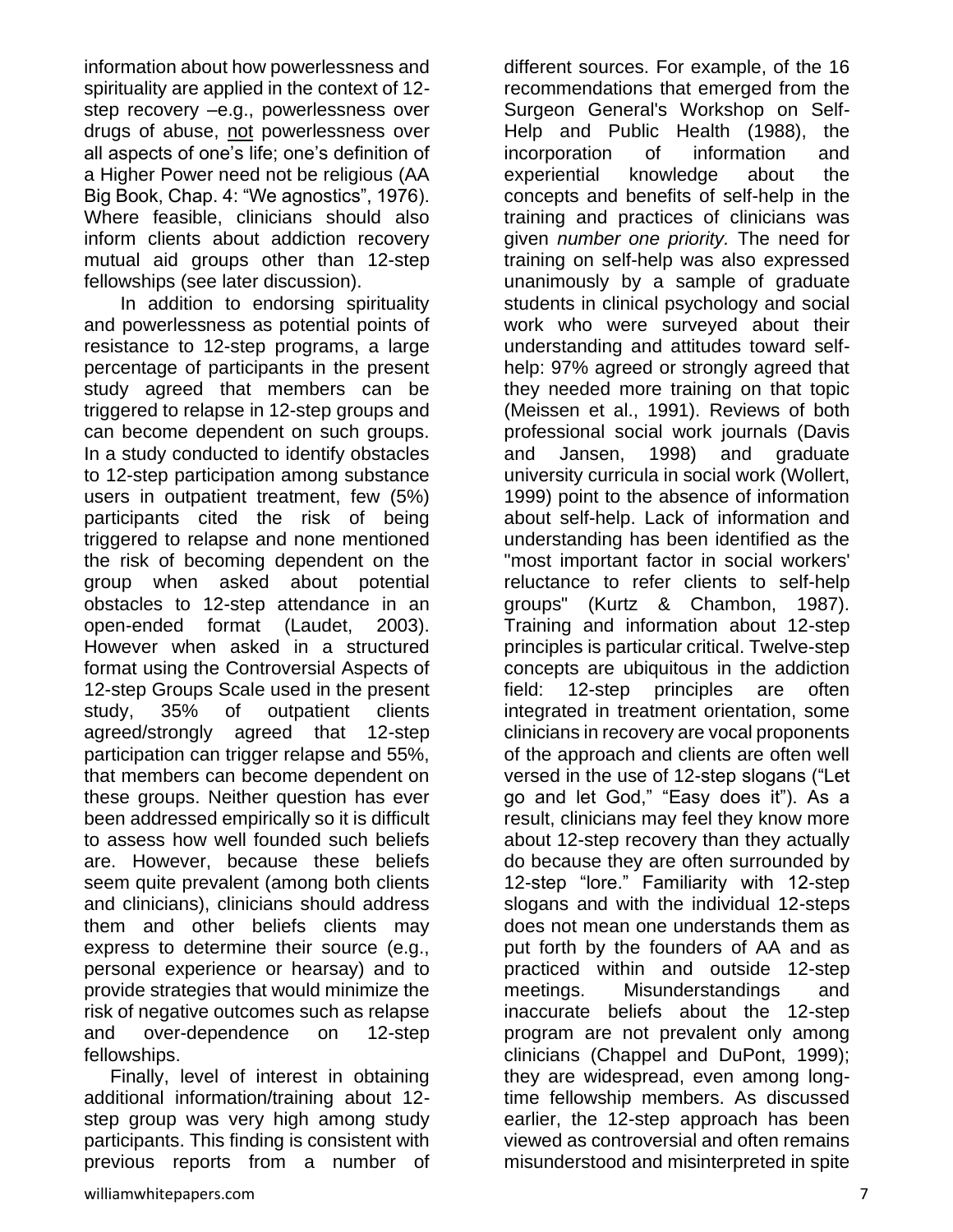information about how powerlessness and spirituality are applied in the context of 12-step recovery –e.g., powerlessness over drugs of abuse, not powerlessness over all aspects of one's life; one's definition of a Higher Power need not be religious (AA Big Book, Chap. 4: "We agnostics", 1976). Where feasible, clinicians should also inform clients about addiction recovery mutual aid groups other than 12-step fellowships (see later discussion).

In addition to endorsing spirituality and powerlessness as potential points of resistance to 12-step programs, a large percentage of participants in the present study agreed that members can be triggered to relapse in 12-step groups and can become dependent on such groups. In a study conducted to identify obstacles to 12-step participation among substance users in outpatient treatment, few (5%) participants cited the risk of being triggered to relapse and none mentioned the risk of becoming dependent on the group when asked about potential obstacles to 12-step attendance in an open-ended format (Laudet, 2003). However when asked in a structured format using the Controversial Aspects of 12-step Groups Scale used in the present study, 35% of outpatient clients agreed/strongly agreed that 12-step participation can trigger relapse and 55%, that members can become dependent on these groups. Neither question has ever been addressed empirically so it is difficult to assess how well founded such beliefs are. However, because these beliefs seem quite prevalent (among both clients and clinicians), clinicians should address them and other beliefs clients may express to determine their source (e.g., personal experience or hearsay) and to provide strategies that would minimize the risk of negative outcomes such as relapse and over-dependence on 12-step fellowships.

Finally, level of interest in obtaining additional information/training about 12-step group was very high among study participants. This finding is consistent with previous reports from a number of different sources. For example, of the 16 recommendations that emerged from the Surgeon General's Workshop on Self-Help and Public Health (1988), the incorporation of information and experiential knowledge about the concepts and benefits of self-help in the training and practices of clinicians was given *number one priority.* The need for training on self-help was also expressed unanimously by a sample of graduate students in clinical psychology and social work who were surveyed about their understanding and attitudes toward self-help: 97% agreed or strongly agreed that they needed more training on that topic (Meissen et al., 1991). Reviews of both professional social work journals (Davis and Jansen, 1998) and graduate university curricula in social work (Wollert, 1999) point to the absence of information about self-help. Lack of information and understanding has been identified as the "most important factor in social workers' reluctance to refer clients to self-help groups" (Kurtz & Chambon, 1987). Training and information about 12-step principles is particular critical. Twelve-step concepts are ubiquitous in the addiction field: 12-step principles are often integrated in treatment orientation, some clinicians in recovery are vocal proponents of the approach and clients are often well versed in the use of 12-step slogans ("Let go and let God," "Easy does it"). As a result, clinicians may feel they know more about 12-step recovery than they actually do because they are often surrounded by 12-step "lore." Familiarity with 12-step slogans and with the individual 12-steps does not mean one understands them as put forth by the founders of AA and as practiced within and outside 12-step meetings. Misunderstandings and inaccurate beliefs about the 12-step program are not prevalent only among clinicians (Chappel and DuPont, 1999); they are widespread, even among long-time fellowship members. As discussed earlier, the 12-step approach has been viewed as controversial and often remains misunderstood and misinterpreted in spite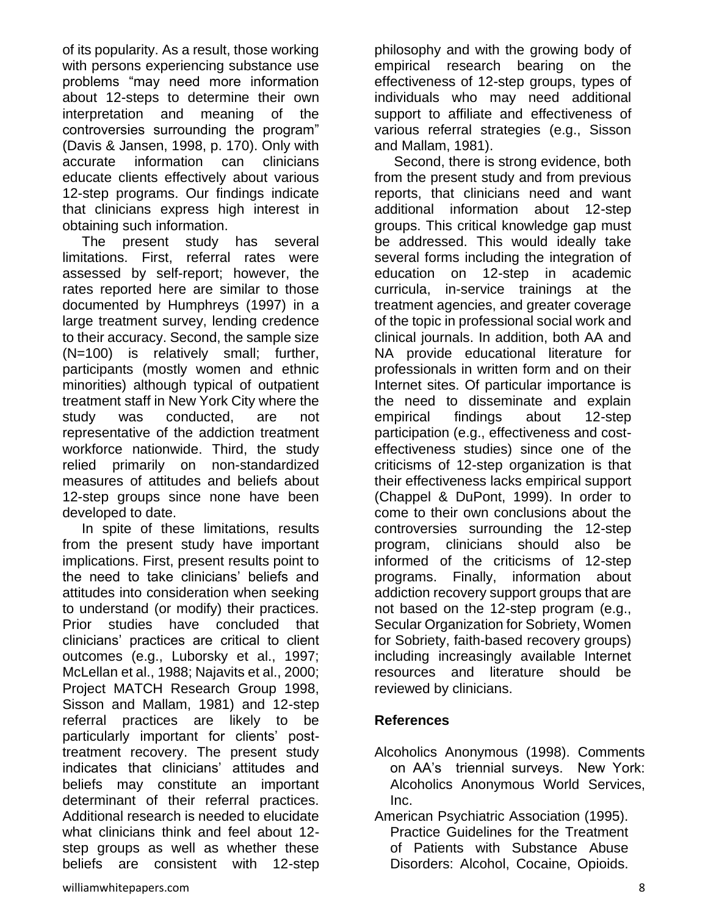of its popularity. As a result, those working with persons experiencing substance use problems "may need more information about 12-steps to determine their own interpretation and meaning of the controversies surrounding the program" (Davis & Jansen, 1998, p. 170). Only with accurate information can clinicians educate clients effectively about various 12-step programs. Our findings indicate that clinicians express high interest in obtaining such information.

The present study has several limitations. First, referral rates were assessed by self-report; however, the rates reported here are similar to those documented by Humphreys (1997) in a large treatment survey, lending credence to their accuracy. Second, the sample size (N=100) is relatively small; further, participants (mostly women and ethnic minorities) although typical of outpatient treatment staff in New York City where the study was conducted, are not representative of the addiction treatment workforce nationwide. Third, the study relied primarily on non-standardized measures of attitudes and beliefs about 12-step groups since none have been developed to date.

In spite of these limitations, results from the present study have important implications. First, present results point to the need to take clinicians' beliefs and attitudes into consideration when seeking to understand (or modify) their practices. Prior studies have concluded that clinicians' practices are critical to client outcomes (e.g., Luborsky et al., 1997; McLellan et al., 1988; Najavits et al., 2000; Project MATCH Research Group 1998, Sisson and Mallam, 1981) and 12-step referral practices are likely to be particularly important for clients' post-treatment recovery. The present study indicates that clinicians' attitudes and beliefs may constitute an important determinant of their referral practices. Additional research is needed to elucidate what clinicians think and feel about 12-step groups as well as whether these beliefs are consistent with 12-step philosophy and with the growing body of empirical research bearing on the effectiveness of 12-step groups, types of individuals who may need additional support to affiliate and effectiveness of various referral strategies (e.g., Sisson and Mallam, 1981).

Second, there is strong evidence, both from the present study and from previous reports, that clinicians need and want additional information about 12-step groups. This critical knowledge gap must be addressed. This would ideally take several forms including the integration of education on 12-step in academic curricula, in-service trainings at the treatment agencies, and greater coverage of the topic in professional social work and clinical journals. In addition, both AA and NA provide educational literature for professionals in written form and on their Internet sites. Of particular importance is the need to disseminate and explain empirical findings about 12-step participation (e.g., effectiveness and cost-effectiveness studies) since one of the criticisms of 12-step organization is that their effectiveness lacks empirical support (Chappel & DuPont, 1999). In order to come to their own conclusions about the controversies surrounding the 12-step program, clinicians should also be informed of the criticisms of 12-step programs. Finally, information about addiction recovery support groups that are not based on the 12-step program (e.g., Secular Organization for Sobriety, Women for Sobriety, faith-based recovery groups) including increasingly available Internet resources and literature should be reviewed by clinicians.

## References

Alcoholics Anonymous (1998). Comments on AA's triennial surveys. New York: Alcoholics Anonymous World Services, Inc.

American Psychiatric Association (1995). Practice Guidelines for the Treatment of Patients with Substance Abuse Disorders: Alcohol, Cocaine, Opioids.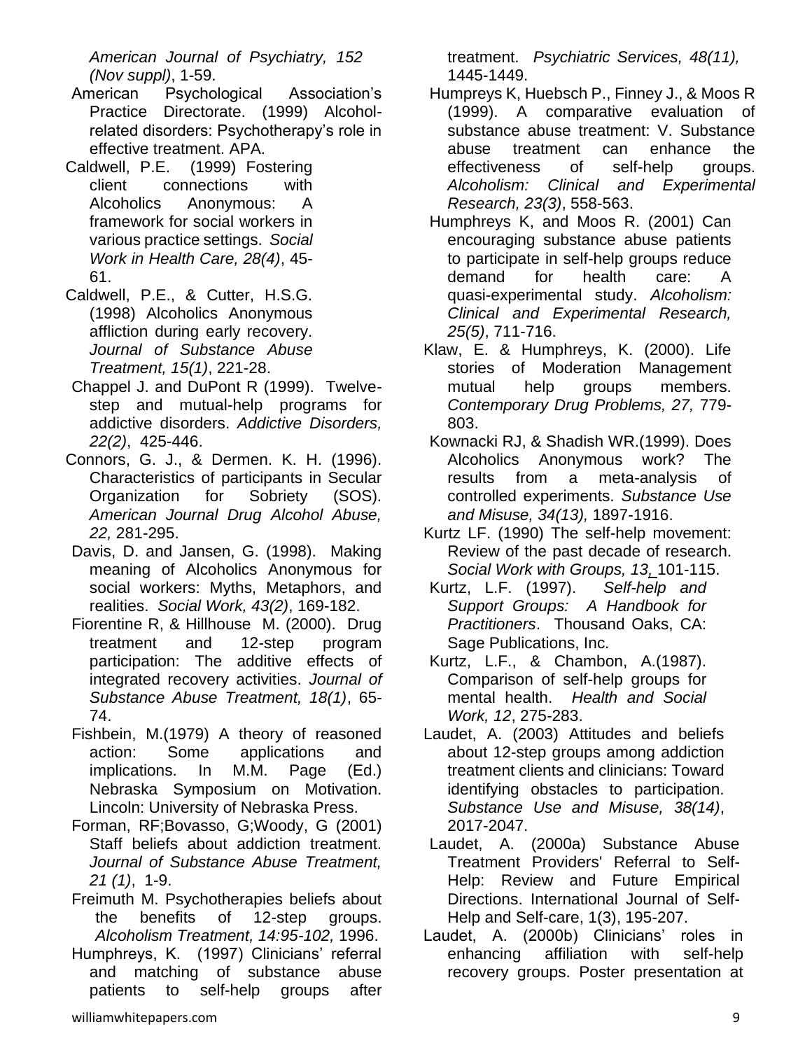*American Journal of Psychiatry, 152 (Nov suppl)*, 1-59.

American Psychological Association's Practice Directorate. (1999) Alcohol-related disorders: Psychotherapy's role in effective treatment. APA.

Caldwell, P.E. (1999) Fostering client connections with Alcoholics Anonymous: A framework for social workers in various practice settings. *Social Work in Health Care, 28(4)*, 45-61.

Caldwell, P.E., & Cutter, H.S.G. (1998) Alcoholics Anonymous affliction during early recovery. *Journal of Substance Abuse Treatment, 15(1)*, 221-28.

Chappel J. and DuPont R (1999). Twelve-step and mutual-help programs for addictive disorders. *Addictive Disorders, 22(2)*, 425-446.

Connors, G. J., & Dermen. K. H. (1996). Characteristics of participants in Secular Organization for Sobriety (SOS). *American Journal Drug Alcohol Abuse, 22,* 281-295.

Davis, D. and Jansen, G. (1998). Making meaning of Alcoholics Anonymous for social workers: Myths, Metaphors, and realities. *Social Work, 43(2)*, 169-182.

Fiorentine R, & Hillhouse M. (2000). Drug treatment and 12-step program participation: The additive effects of integrated recovery activities. *Journal of Substance Abuse Treatment, 18(1)*, 65-74.

Fishbein, M.(1979) A theory of reasoned action: Some applications and implications. In M.M. Page (Ed.) Nebraska Symposium on Motivation. Lincoln: University of Nebraska Press.

Forman, RF;Bovasso, G;Woody, G (2001) Staff beliefs about addiction treatment. *Journal of Substance Abuse Treatment, 21 (1)*, 1-9.

Freimuth M. Psychotherapies beliefs about the benefits of 12-step groups. *Alcoholism Treatment, 14:95-102,* 1996.

Humphreys, K. (1997) Clinicians' referral and matching of substance abuse patients to self-help groups after treatment. *Psychiatric Services, 48(11),* 1445-1449.

Humpreys K, Huebsch P., Finney J., & Moos R (1999). A comparative evaluation of substance abuse treatment: V. Substance abuse treatment can enhance the effectiveness of self-help groups. *Alcoholism: Clinical and Experimental Research, 23(3)*, 558-563.

Humphreys K, and Moos R. (2001) Can encouraging substance abuse patients to participate in self-help groups reduce demand for health care: A quasi-experimental study. *Alcoholism: Clinical and Experimental Research, 25(5)*, 711-716.

Klaw, E. & Humphreys, K. (2000). Life stories of Moderation Management mutual help groups members. *Contemporary Drug Problems, 27,* 779-803.

Kownacki RJ, & Shadish WR.(1999). Does Alcoholics Anonymous work? The results from a meta-analysis of controlled experiments. *Substance Use and Misuse, 34(13),* 1897-1916.

Kurtz LF. (1990) The self-help movement: Review of the past decade of research. *Social Work with Groups, 13,* 101-115.

Kurtz, L.F. (1997). *Self-help and Support Groups: A Handbook for Practitioners*. Thousand Oaks, CA: Sage Publications, Inc.

Kurtz, L.F., & Chambon, A.(1987). Comparison of self-help groups for mental health. *Health and Social Work, 12*, 275-283.

Laudet, A. (2003) Attitudes and beliefs about 12-step groups among addiction treatment clients and clinicians: Toward identifying obstacles to participation. *Substance Use and Misuse, 38(14)*, 2017-2047.

Laudet, A. (2000a) Substance Abuse Treatment Providers' Referral to Self-Help: Review and Future Empirical Directions. International Journal of Self-Help and Self-care, 1(3), 195-207.

Laudet, A. (2000b) Clinicians' roles in enhancing affiliation with self-help recovery groups. Poster presentation at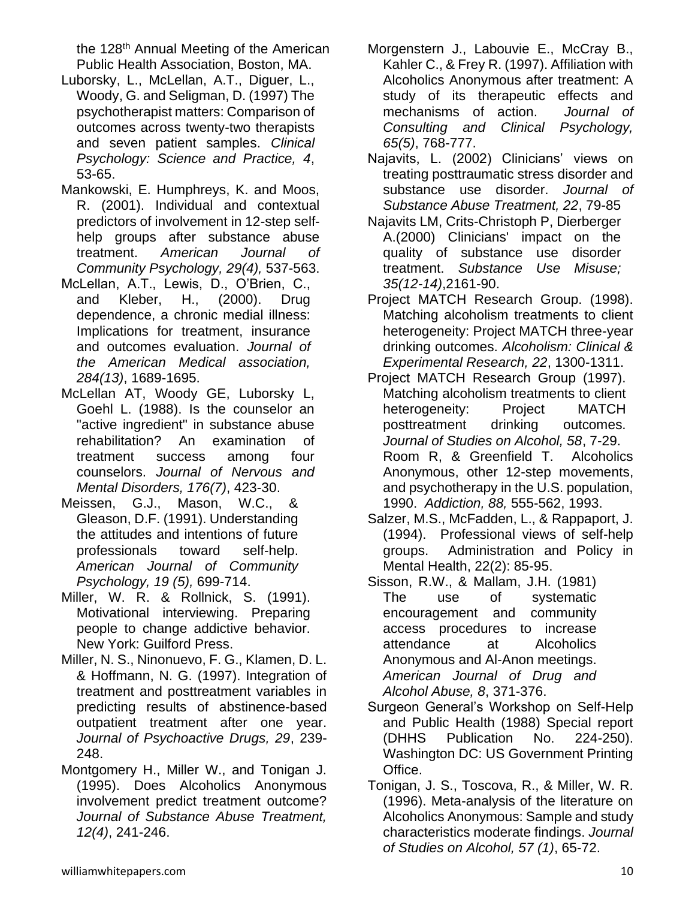the 128th Annual Meeting of the American Public Health Association, Boston, MA.

Luborsky, L., McLellan, A.T., Diguer, L., Woody, G. and Seligman, D. (1997) The psychotherapist matters: Comparison of outcomes across twenty-two therapists and seven patient samples. *Clinical Psychology: Science and Practice, 4*, 53-65.

Mankowski, E. Humphreys, K. and Moos, R. (2001). Individual and contextual predictors of involvement in 12-step self-help groups after substance abuse treatment. *American Journal of Community Psychology, 29(4),* 537-563.

McLellan, A.T., Lewis, D., O'Brien, C., and Kleber, H., (2000). Drug dependence, a chronic medial illness: Implications for treatment, insurance and outcomes evaluation. *Journal of the American Medical association, 284(13)*, 1689-1695.

McLellan AT, Woody GE, Luborsky L, Goehl L. (1988). Is the counselor an "active ingredient" in substance abuse rehabilitation? An examination of treatment success among four counselors. *Journal of Nervous and Mental Disorders, 176(7)*, 423-30.

Meissen, G.J., Mason, W.C., & Gleason, D.F. (1991). Understanding the attitudes and intentions of future professionals toward self-help. *American Journal of Community Psychology, 19 (5),* 699-714.

Miller, W. R. & Rollnick, S. (1991). Motivational interviewing. Preparing people to change addictive behavior. New York: Guilford Press.

Miller, N. S., Ninonuevo, F. G., Klamen, D. L. & Hoffmann, N. G. (1997). Integration of treatment and posttreatment variables in predicting results of abstinence-based outpatient treatment after one year. *Journal of Psychoactive Drugs, 29*, 239-248.

Montgomery H., Miller W., and Tonigan J. (1995). Does Alcoholics Anonymous involvement predict treatment outcome? *Journal of Substance Abuse Treatment, 12(4)*, 241-246.

Morgenstern J., Labouvie E., McCray B., Kahler C., & Frey R. (1997). Affiliation with Alcoholics Anonymous after treatment: A study of its therapeutic effects and mechanisms of action. *Journal of Consulting and Clinical Psychology, 65(5)*, 768-777.

Najavits, L. (2002) Clinicians' views on treating posttraumatic stress disorder and substance use disorder. *Journal of Substance Abuse Treatment, 22*, 79-85

Najavits LM, Crits-Christoph P, Dierberger A.(2000) Clinicians' impact on the quality of substance use disorder treatment. *Substance Use Misuse; 35(12-14)*,2161-90.

Project MATCH Research Group. (1998). Matching alcoholism treatments to client heterogeneity: Project MATCH three-year drinking outcomes. *Alcoholism: Clinical & Experimental Research, 22*, 1300-1311.

Project MATCH Research Group (1997). Matching alcoholism treatments to client heterogeneity: Project MATCH posttreatment drinking outcomes. *Journal of Studies on Alcohol, 58*, 7-29.

Room R, & Greenfield T. Alcoholics Anonymous, other 12-step movements, and psychotherapy in the U.S. population, 1990. *Addiction, 88,* 555-562, 1993.

Salzer, M.S., McFadden, L., & Rappaport, J. (1994). Professional views of self-help groups. Administration and Policy in Mental Health, 22(2): 85-95.

Sisson, R.W., & Mallam, J.H. (1981) The use of systematic encouragement and community access procedures to increase attendance at Alcoholics Anonymous and Al-Anon meetings. *American Journal of Drug and Alcohol Abuse, 8*, 371-376.

Surgeon General's Workshop on Self-Help and Public Health (1988) Special report (DHHS Publication No. 224-250). Washington DC: US Government Printing Office.

Tonigan, J. S., Toscova, R., & Miller, W. R. (1996). Meta-analysis of the literature on Alcoholics Anonymous: Sample and study characteristics moderate findings. *Journal of Studies on Alcohol, 57 (1)*, 65-72.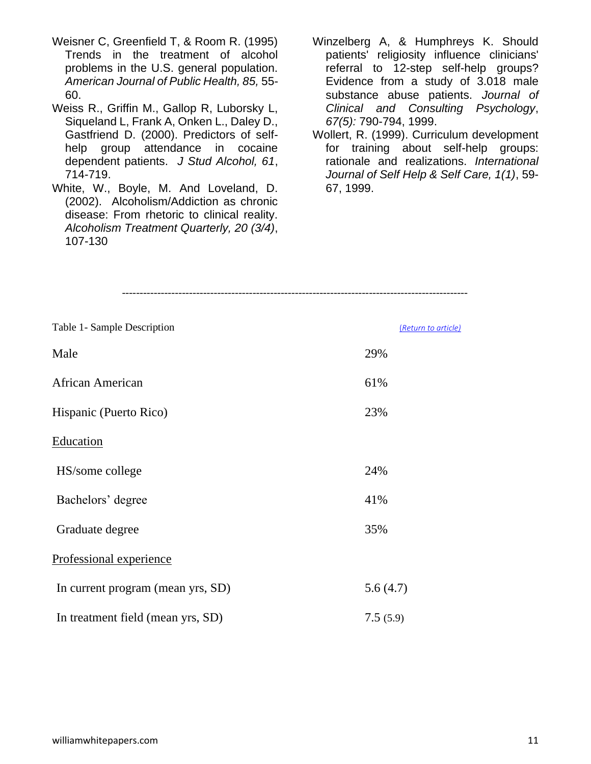Weisner C, Greenfield T, & Room R. (1995) Trends in the treatment of alcohol problems in the U.S. general population. *American Journal of Public Health, 85,* 55-60.

Weiss R., Griffin M., Gallop R, Luborsky L, Siqueland L, Frank A, Onken L., Daley D., Gastfriend D. (2000). Predictors of self-help group attendance in cocaine dependent patients. *J Stud Alcohol, 61*, 714-719.

White, W., Boyle, M. And Loveland, D. (2002). Alcoholism/Addiction as chronic disease: From rhetoric to clinical reality. *Alcoholism Treatment Quarterly, 20 (3/4)*, 107-130

Winzelberg A, & Humphreys K. Should patients' religiosity influence clinicians' referral to 12-step self-help groups? Evidence from a study of 3.018 male substance abuse patients. *Journal of Clinical and Consulting Psychology*, *67(5):* 790-794, 1999.

Wollert, R. (1999). Curriculum development for training about self-help groups: rationale and realizations. *International Journal of Self Help & Self Care, 1(1)*, 59-67, 1999.

---

Table 1- Sample Description

(Return to article)

| | |
|---|---|
| Male | 29% |
| African American | 61% |
| Hispanic (Puerto Rico) | 23% |
| Education | |
| HS/some college | 24% |
| Bachelors' degree | 41% |
| Graduate degree | 35% |
| Professional experience | |
| In current program (mean yrs, SD) | 5.6 (4.7) |
| In treatment field (mean yrs, SD) | 7.5 (5.9) |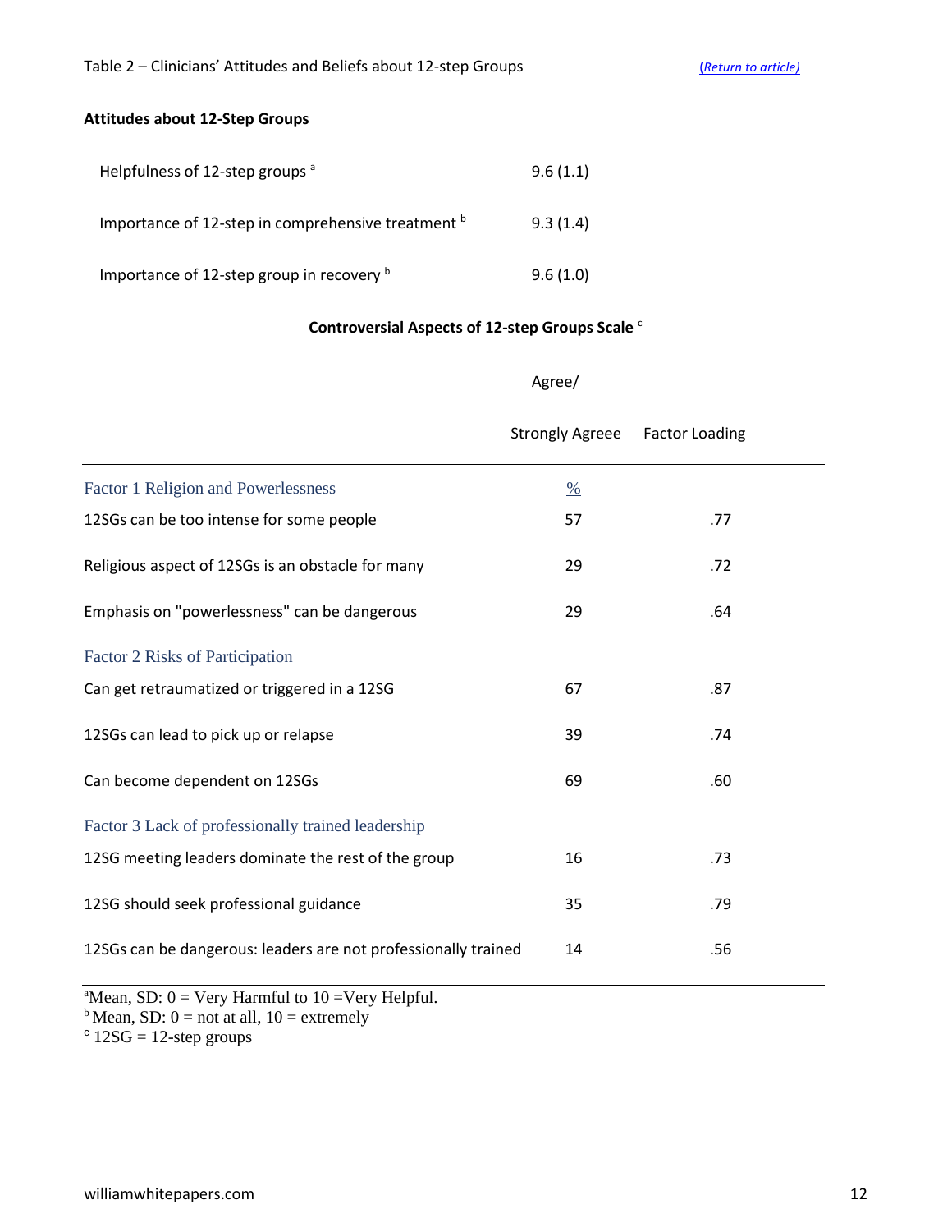Table 2 – Clinicians' Attitudes and Beliefs about 12-step Groups

(Return to article)

**Attitudes about 12-Step Groups**

| | |
|---|---|
| Helpfulness of 12-step groups [a] | 9.6 (1.1) |
| Importance of 12-step in comprehensive treatment [b] | 9.3 (1.4) |
| Importance of 12-step group in recovery [b] | 9.6 (1.0) |

**Controversial Aspects of 12-step Groups Scale [c]**

| | Agree/ Strongly Agreee | Factor Loading |
|---|---|---|
| Factor 1 Religion and Powerlessness | % | |
| 12SGs can be too intense for some people | 57 | .77 |
| Religious aspect of 12SGs is an obstacle for many | 29 | .72 |
| Emphasis on "powerlessness" can be dangerous | 29 | .64 |
| Factor 2 Risks of Participation | | |
| Can get retraumatized or triggered in a 12SG | 67 | .87 |
| 12SGs can lead to pick up or relapse | 39 | .74 |
| Can become dependent on 12SGs | 69 | .60 |
| Factor 3 Lack of professionally trained leadership | | |
| 12SG meeting leaders dominate the rest of the group | 16 | .73 |
| 12SG should seek professional guidance | 35 | .79 |
| 12SGs can be dangerous: leaders are not professionally trained | 14 | .56 |

[a]Mean, SD: 0 = Very Harmful to 10 =Very Helpful.
[b] Mean, SD: 0 = not at all, 10 = extremely
[c] 12SG = 12-step groups